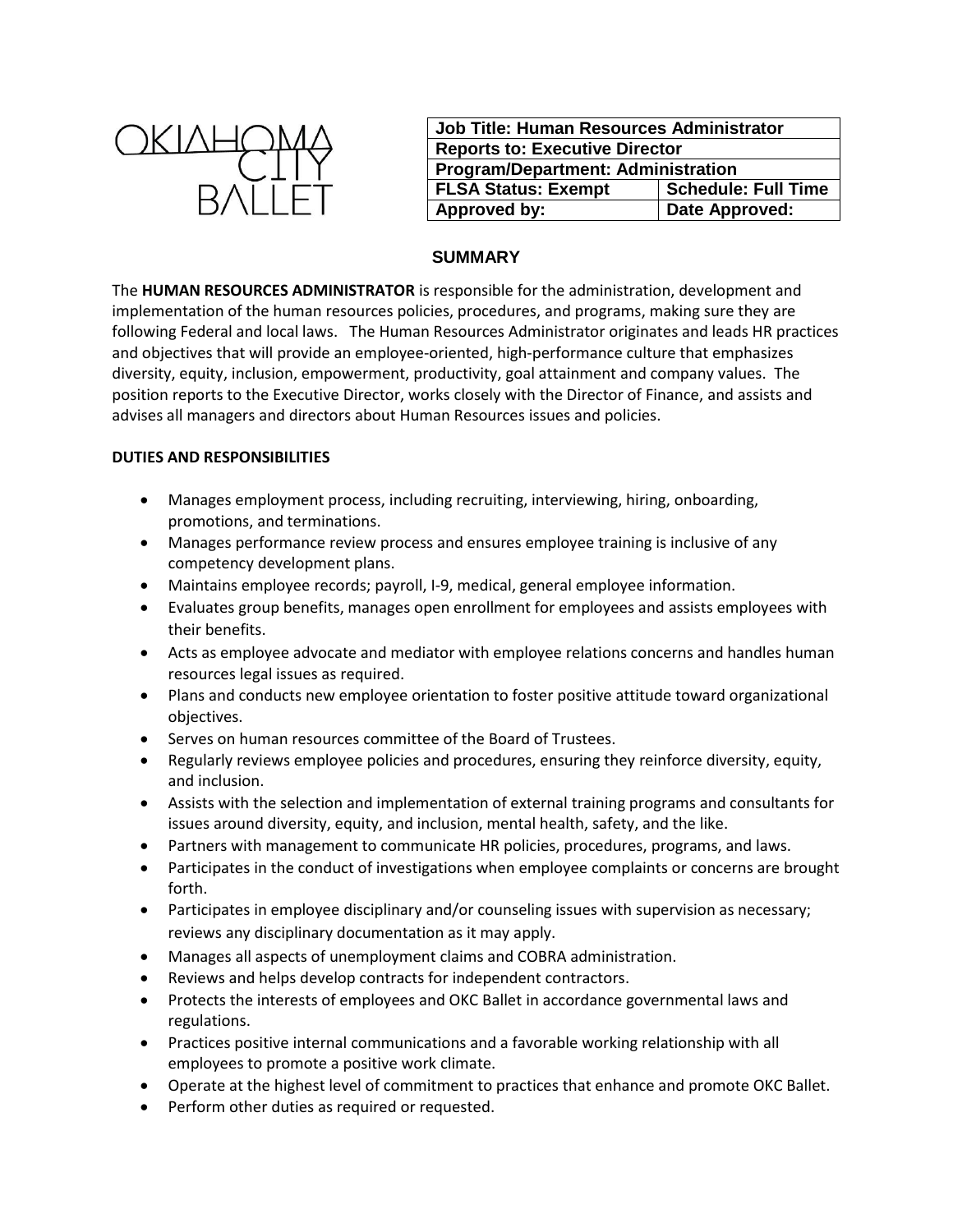OKLAHOMA CITY BALLET

| Job Title: Human Resources Administrator | |
|---|---|
| Reports to: Executive Director | |
| Program/Department: Administration | |
| FLSA Status: Exempt | Schedule: Full Time |
| Approved by: | Date Approved: |

## SUMMARY

The **HUMAN RESOURCES ADMINISTRATOR** is responsible for the administration, development and implementation of the human resources policies, procedures, and programs, making sure they are following Federal and local laws. The Human Resources Administrator originates and leads HR practices and objectives that will provide an employee-oriented, high-performance culture that emphasizes diversity, equity, inclusion, empowerment, productivity, goal attainment and company values. The position reports to the Executive Director, works closely with the Director of Finance, and assists and advises all managers and directors about Human Resources issues and policies.

**DUTIES AND RESPONSIBILITIES**

- Manages employment process, including recruiting, interviewing, hiring, onboarding, promotions, and terminations.
- Manages performance review process and ensures employee training is inclusive of any competency development plans.
- Maintains employee records; payroll, I-9, medical, general employee information.
- Evaluates group benefits, manages open enrollment for employees and assists employees with their benefits.
- Acts as employee advocate and mediator with employee relations concerns and handles human resources legal issues as required.
- Plans and conducts new employee orientation to foster positive attitude toward organizational objectives.
- Serves on human resources committee of the Board of Trustees.
- Regularly reviews employee policies and procedures, ensuring they reinforce diversity, equity, and inclusion.
- Assists with the selection and implementation of external training programs and consultants for issues around diversity, equity, and inclusion, mental health, safety, and the like.
- Partners with management to communicate HR policies, procedures, programs, and laws.
- Participates in the conduct of investigations when employee complaints or concerns are brought forth.
- Participates in employee disciplinary and/or counseling issues with supervision as necessary; reviews any disciplinary documentation as it may apply.
- Manages all aspects of unemployment claims and COBRA administration.
- Reviews and helps develop contracts for independent contractors.
- Protects the interests of employees and OKC Ballet in accordance governmental laws and regulations.
- Practices positive internal communications and a favorable working relationship with all employees to promote a positive work climate.
- Operate at the highest level of commitment to practices that enhance and promote OKC Ballet.
- Perform other duties as required or requested.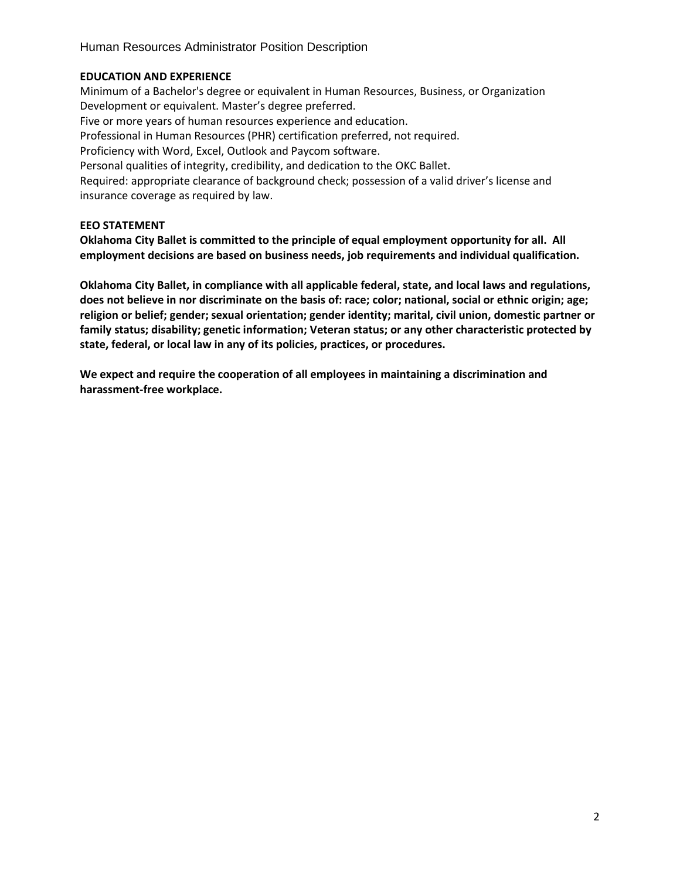## EDUCATION AND EXPERIENCE

Minimum of a Bachelor's degree or equivalent in Human Resources, Business, or Organization Development or equivalent. Master's degree preferred.
Five or more years of human resources experience and education.
Professional in Human Resources (PHR) certification preferred, not required.
Proficiency with Word, Excel, Outlook and Paycom software.
Personal qualities of integrity, credibility, and dedication to the OKC Ballet.
Required: appropriate clearance of background check; possession of a valid driver's license and insurance coverage as required by law.

## EEO STATEMENT

**Oklahoma City Ballet is committed to the principle of equal employment opportunity for all. All employment decisions are based on business needs, job requirements and individual qualification.**

**Oklahoma City Ballet, in compliance with all applicable federal, state, and local laws and regulations, does not believe in nor discriminate on the basis of: race; color; national, social or ethnic origin; age; religion or belief; gender; sexual orientation; gender identity; marital, civil union, domestic partner or family status; disability; genetic information; Veteran status; or any other characteristic protected by state, federal, or local law in any of its policies, practices, or procedures.**

**We expect and require the cooperation of all employees in maintaining a discrimination and harassment-free workplace.**